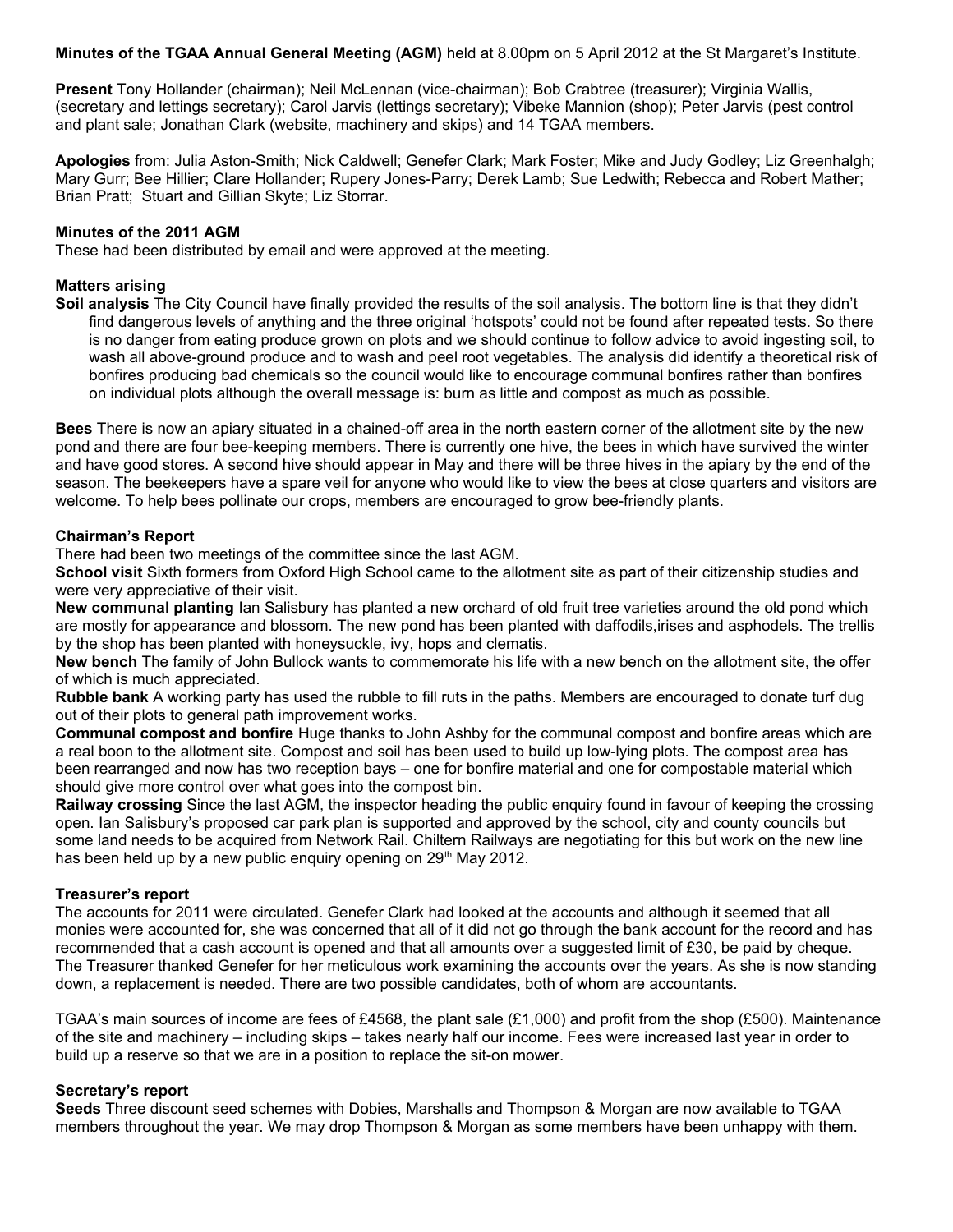**Minutes of the TGAA Annual General Meeting (AGM)** held at 8.00pm on 5 April 2012 at the St Margaret's Institute.

**Present** Tony Hollander (chairman); Neil McLennan (vice-chairman); Bob Crabtree (treasurer); Virginia Wallis, (secretary and lettings secretary); Carol Jarvis (lettings secretary); Vibeke Mannion (shop); Peter Jarvis (pest control and plant sale; Jonathan Clark (website, machinery and skips) and 14 TGAA members.

**Apologies** from: Julia Aston-Smith; Nick Caldwell; Genefer Clark; Mark Foster; Mike and Judy Godley; Liz Greenhalgh; Mary Gurr; Bee Hillier; Clare Hollander; Rupery Jones-Parry; Derek Lamb; Sue Ledwith; Rebecca and Robert Mather; Brian Pratt; Stuart and Gillian Skyte; Liz Storrar.

**Minutes of the 2011 AGM**

These had been distributed by email and were approved at the meeting.

**Matters arising**

**Soil analysis** The City Council have finally provided the results of the soil analysis. The bottom line is that they didn't find dangerous levels of anything and the three original 'hotspots' could not be found after repeated tests. So there is no danger from eating produce grown on plots and we should continue to follow advice to avoid ingesting soil, to wash all above-ground produce and to wash and peel root vegetables. The analysis did identify a theoretical risk of bonfires producing bad chemicals so the council would like to encourage communal bonfires rather than bonfires on individual plots although the overall message is: burn as little and compost as much as possible.

**Bees** There is now an apiary situated in a chained-off area in the north eastern corner of the allotment site by the new pond and there are four bee-keeping members. There is currently one hive, the bees in which have survived the winter and have good stores. A second hive should appear in May and there will be three hives in the apiary by the end of the season. The beekeepers have a spare veil for anyone who would like to view the bees at close quarters and visitors are welcome. To help bees pollinate our crops, members are encouraged to grow bee-friendly plants.

**Chairman's Report**

There had been two meetings of the committee since the last AGM.

**School visit** Sixth formers from Oxford High School came to the allotment site as part of their citizenship studies and were very appreciative of their visit.

**New communal planting** Ian Salisbury has planted a new orchard of old fruit tree varieties around the old pond which are mostly for appearance and blossom. The new pond has been planted with daffodils,irises and asphodels. The trellis by the shop has been planted with honeysuckle, ivy, hops and clematis.

**New bench** The family of John Bullock wants to commemorate his life with a new bench on the allotment site, the offer of which is much appreciated.

**Rubble bank** A working party has used the rubble to fill ruts in the paths. Members are encouraged to donate turf dug out of their plots to general path improvement works.

**Communal compost and bonfire** Huge thanks to John Ashby for the communal compost and bonfire areas which are a real boon to the allotment site. Compost and soil has been used to build up low-lying plots. The compost area has been rearranged and now has two reception bays – one for bonfire material and one for compostable material which should give more control over what goes into the compost bin.

**Railway crossing** Since the last AGM, the inspector heading the public enquiry found in favour of keeping the crossing open. Ian Salisbury's proposed car park plan is supported and approved by the school, city and county councils but some land needs to be acquired from Network Rail. Chiltern Railways are negotiating for this but work on the new line has been held up by a new public enquiry opening on 29th May 2012.

**Treasurer's report**

The accounts for 2011 were circulated. Genefer Clark had looked at the accounts and although it seemed that all monies were accounted for, she was concerned that all of it did not go through the bank account for the record and has recommended that a cash account is opened and that all amounts over a suggested limit of £30, be paid by cheque. The Treasurer thanked Genefer for her meticulous work examining the accounts over the years. As she is now standing down, a replacement is needed. There are two possible candidates, both of whom are accountants.

TGAA's main sources of income are fees of £4568, the plant sale (£1,000) and profit from the shop (£500). Maintenance of the site and machinery – including skips – takes nearly half our income. Fees were increased last year in order to build up a reserve so that we are in a position to replace the sit-on mower.

**Secretary's report**

**Seeds** Three discount seed schemes with Dobies, Marshalls and Thompson & Morgan are now available to TGAA members throughout the year. We may drop Thompson & Morgan as some members have been unhappy with them.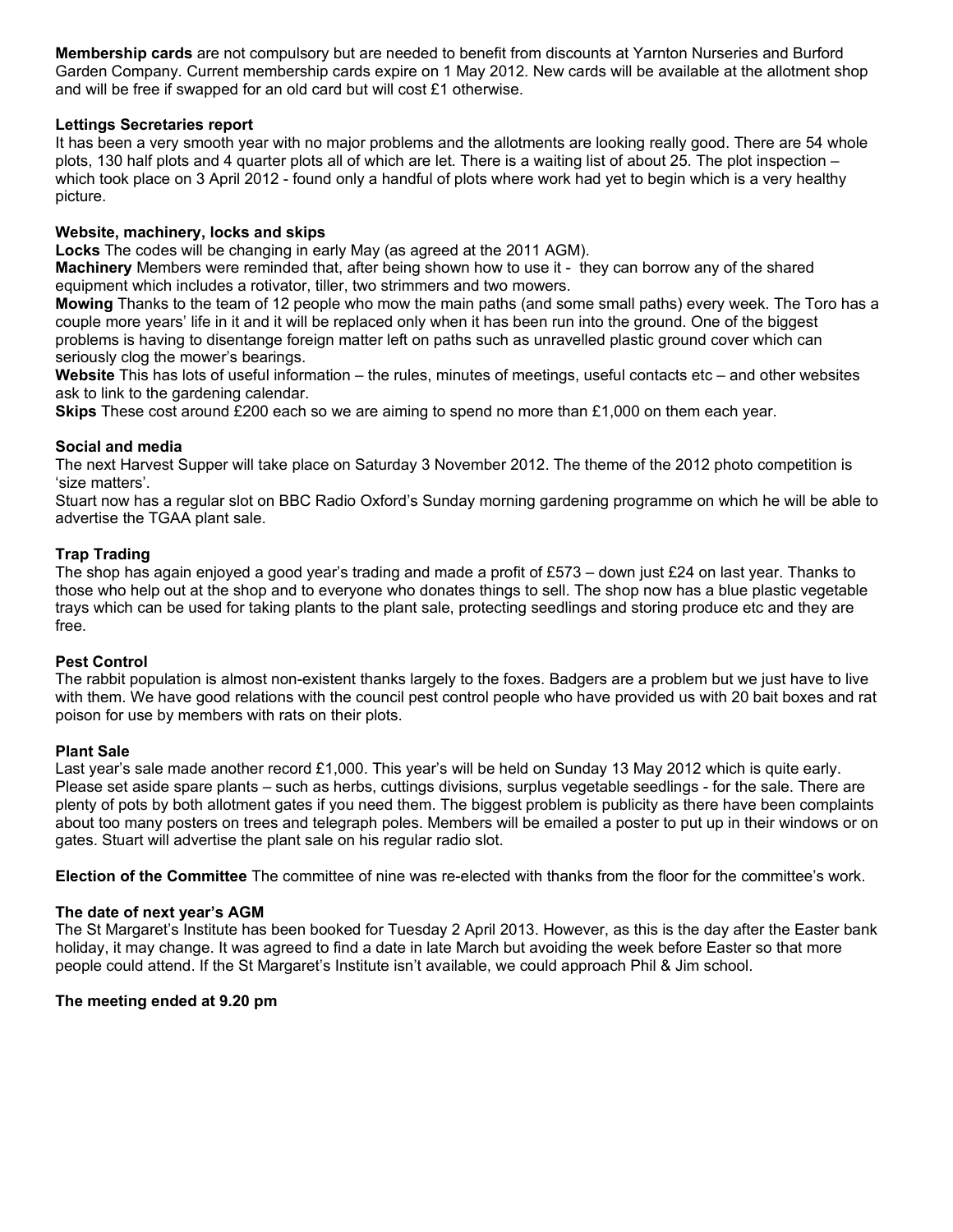**Membership cards** are not compulsory but are needed to benefit from discounts at Yarnton Nurseries and Burford Garden Company. Current membership cards expire on 1 May 2012. New cards will be available at the allotment shop and will be free if swapped for an old card but will cost £1 otherwise.

**Lettings Secretaries report**

It has been a very smooth year with no major problems and the allotments are looking really good. There are 54 whole plots, 130 half plots and 4 quarter plots all of which are let. There is a waiting list of about 25. The plot inspection – which took place on 3 April 2012 - found only a handful of plots where work had yet to begin which is a very healthy picture.

**Website, machinery, locks and skips**

**Locks** The codes will be changing in early May (as agreed at the 2011 AGM).

**Machinery** Members were reminded that, after being shown how to use it - they can borrow any of the shared equipment which includes a rotivator, tiller, two strimmers and two mowers.

**Mowing** Thanks to the team of 12 people who mow the main paths (and some small paths) every week. The Toro has a couple more years' life in it and it will be replaced only when it has been run into the ground. One of the biggest problems is having to disentange foreign matter left on paths such as unravelled plastic ground cover which can seriously clog the mower's bearings.

**Website** This has lots of useful information – the rules, minutes of meetings, useful contacts etc – and other websites ask to link to the gardening calendar.

**Skips** These cost around £200 each so we are aiming to spend no more than £1,000 on them each year.

**Social and media**

The next Harvest Supper will take place on Saturday 3 November 2012. The theme of the 2012 photo competition is 'size matters'.

Stuart now has a regular slot on BBC Radio Oxford's Sunday morning gardening programme on which he will be able to advertise the TGAA plant sale.

**Trap Trading**

The shop has again enjoyed a good year's trading and made a profit of £573 – down just £24 on last year. Thanks to those who help out at the shop and to everyone who donates things to sell. The shop now has a blue plastic vegetable trays which can be used for taking plants to the plant sale, protecting seedlings and storing produce etc and they are free.

**Pest Control**

The rabbit population is almost non-existent thanks largely to the foxes. Badgers are a problem but we just have to live with them. We have good relations with the council pest control people who have provided us with 20 bait boxes and rat poison for use by members with rats on their plots.

**Plant Sale**

Last year's sale made another record £1,000. This year's will be held on Sunday 13 May 2012 which is quite early. Please set aside spare plants – such as herbs, cuttings divisions, surplus vegetable seedlings - for the sale. There are plenty of pots by both allotment gates if you need them. The biggest problem is publicity as there have been complaints about too many posters on trees and telegraph poles. Members will be emailed a poster to put up in their windows or on gates. Stuart will advertise the plant sale on his regular radio slot.

**Election of the Committee** The committee of nine was re-elected with thanks from the floor for the committee's work.

**The date of next year's AGM**

The St Margaret's Institute has been booked for Tuesday 2 April 2013. However, as this is the day after the Easter bank holiday, it may change. It was agreed to find a date in late March but avoiding the week before Easter so that more people could attend. If the St Margaret's Institute isn't available, we could approach Phil & Jim school.

**The meeting ended at 9.20 pm**